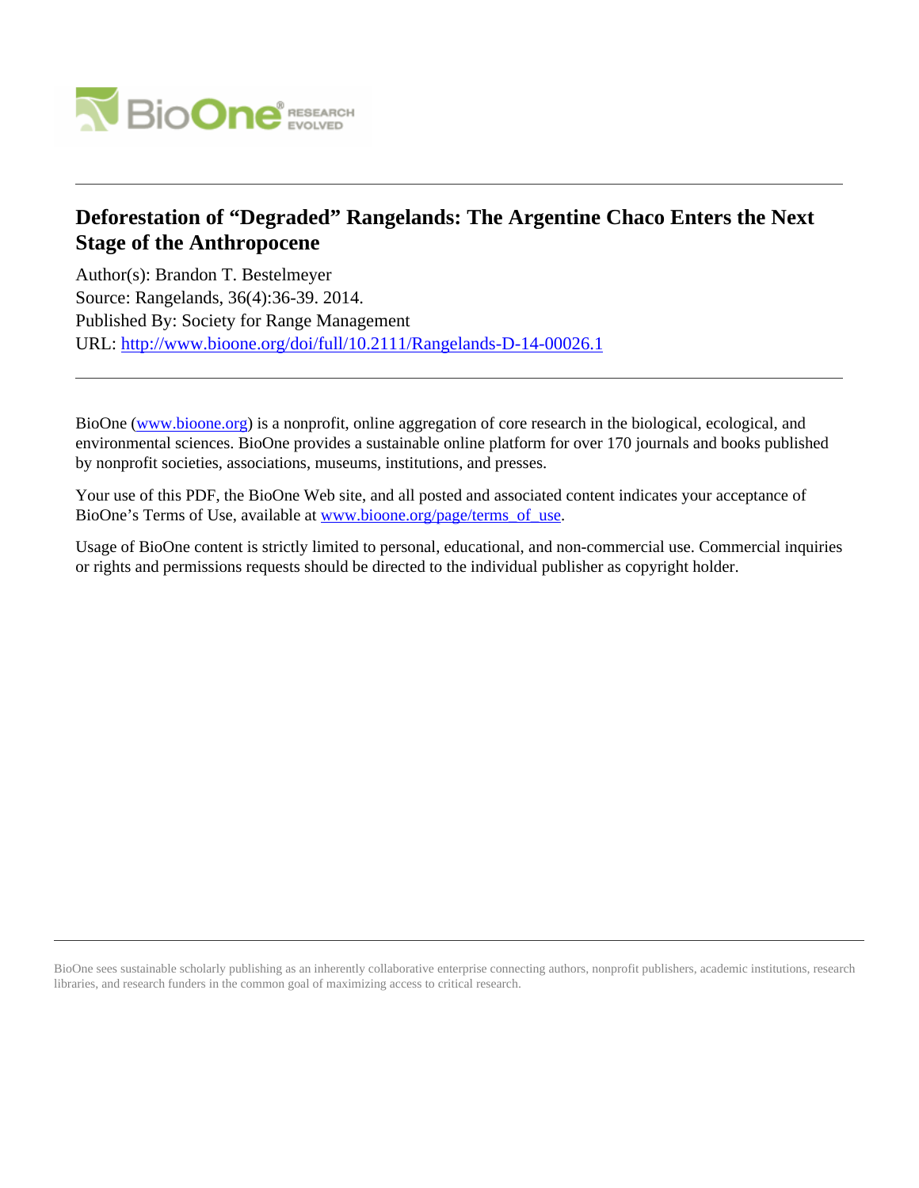# Deforestation of "Degraded" Rangelands: The Argentine Chaco Enters the Next Stage of the Anthropocene

Author(s): Brandon T. Bestelmeyer
Source: Rangelands, 36(4):36-39. 2014.
Published By: Society for Range Management
URL: http://www.bioone.org/doi/full/10.2111/Rangelands-D-14-00026.1

BioOne (www.bioone.org) is a nonprofit, online aggregation of core research in the biological, ecological, and environmental sciences. BioOne provides a sustainable online platform for over 170 journals and books published by nonprofit societies, associations, museums, institutions, and presses.

Your use of this PDF, the BioOne Web site, and all posted and associated content indicates your acceptance of BioOne's Terms of Use, available at www.bioone.org/page/terms_of_use.

Usage of BioOne content is strictly limited to personal, educational, and non-commercial use. Commercial inquiries or rights and permissions requests should be directed to the individual publisher as copyright holder.

BioOne sees sustainable scholarly publishing as an inherently collaborative enterprise connecting authors, nonprofit publishers, academic institutions, research libraries, and research funders in the common goal of maximizing access to critical research.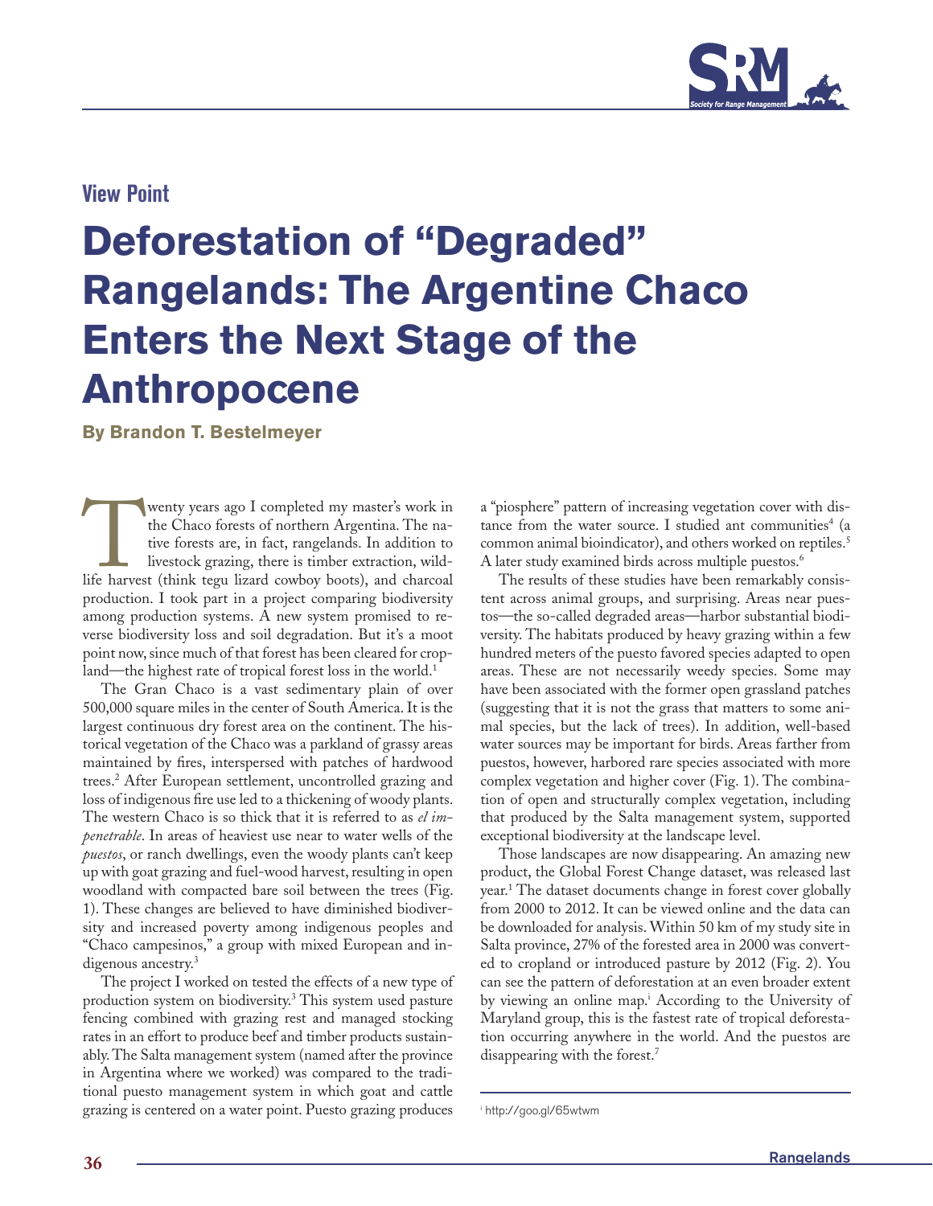## View Point

# Deforestation of "Degraded" Rangelands: The Argentine Chaco Enters the Next Stage of the Anthropocene

**By Brandon T. Bestelmeyer**

Twenty years ago I completed my master's work in the Chaco forests of northern Argentina. The native forests are, in fact, rangelands. In addition to livestock grazing, there is timber extraction, wildlife harvest (think tegu lizard cowboy boots), and charcoal production. I took part in a project comparing biodiversity among production systems. A new system promised to reverse biodiversity loss and soil degradation. But it's a moot point now, since much of that forest has been cleared for cropland—the highest rate of tropical forest loss in the world.[1]

The Gran Chaco is a vast sedimentary plain of over 500,000 square miles in the center of South America. It is the largest continuous dry forest area on the continent. The historical vegetation of the Chaco was a parkland of grassy areas maintained by fires, interspersed with patches of hardwood trees.[2] After European settlement, uncontrolled grazing and loss of indigenous fire use led to a thickening of woody plants. The western Chaco is so thick that it is referred to as *el impenetrable*. In areas of heaviest use near to water wells of the *puestos*, or ranch dwellings, even the woody plants can't keep up with goat grazing and fuel-wood harvest, resulting in open woodland with compacted bare soil between the trees (Fig. 1). These changes are believed to have diminished biodiversity and increased poverty among indigenous peoples and "Chaco campesinos," a group with mixed European and indigenous ancestry.[3]

The project I worked on tested the effects of a new type of production system on biodiversity.[3] This system used pasture fencing combined with grazing rest and managed stocking rates in an effort to produce beef and timber products sustainably. The Salta management system (named after the province in Argentina where we worked) was compared to the traditional puesto management system in which goat and cattle grazing is centered on a water point. Puesto grazing produces a "piosphere" pattern of increasing vegetation cover with distance from the water source. I studied ant communities[4] (a common animal bioindicator), and others worked on reptiles.[5] A later study examined birds across multiple puestos.[6]

The results of these studies have been remarkably consistent across animal groups, and surprising. Areas near puestos—the so-called degraded areas—harbor substantial biodiversity. The habitats produced by heavy grazing within a few hundred meters of the puesto favored species adapted to open areas. These are not necessarily weedy species. Some may have been associated with the former open grassland patches (suggesting that it is not the grass that matters to some animal species, but the lack of trees). In addition, well-based water sources may be important for birds. Areas farther from puestos, however, harbored rare species associated with more complex vegetation and higher cover (Fig. 1). The combination of open and structurally complex vegetation, including that produced by the Salta management system, supported exceptional biodiversity at the landscape level.

Those landscapes are now disappearing. An amazing new product, the Global Forest Change dataset, was released last year.[1] The dataset documents change in forest cover globally from 2000 to 2012. It can be viewed online and the data can be downloaded for analysis. Within 50 km of my study site in Salta province, 27% of the forested area in 2000 was converted to cropland or introduced pasture by 2012 (Fig. 2). You can see the pattern of deforestation at an even broader extent by viewing an online map.[i] According to the University of Maryland group, this is the fastest rate of tropical deforestation occurring anywhere in the world. And the puestos are disappearing with the forest.[7]

---

[i] http://goo.gl/65wtwm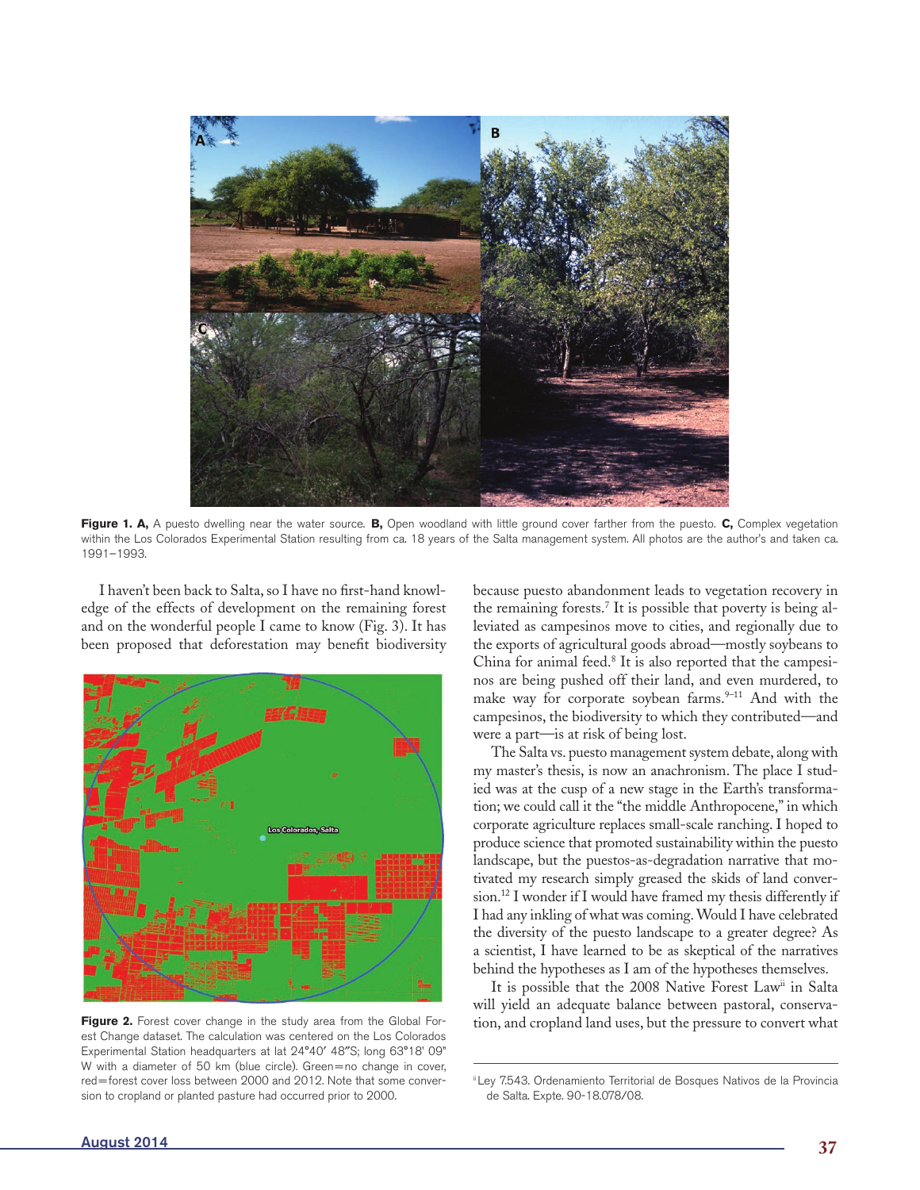**Figure 1. A,** A puesto dwelling near the water source. **B,** Open woodland with little ground cover farther from the puesto. **C,** Complex vegetation within the Los Colorados Experimental Station resulting from ca. 18 years of the Salta management system. All photos are the author's and taken ca. 1991–1993.

I haven't been back to Salta, so I have no first-hand knowledge of the effects of development on the remaining forest and on the wonderful people I came to know (Fig. 3). It has been proposed that deforestation may benefit biodiversity because puesto abandonment leads to vegetation recovery in the remaining forests.[7] It is possible that poverty is being alleviated as campesinos move to cities, and regionally due to the exports of agricultural goods abroad—mostly soybeans to China for animal feed.[8] It is also reported that the campesinos are being pushed off their land, and even murdered, to make way for corporate soybean farms.[9–11] And with the campesinos, the biodiversity to which they contributed—and were a part—is at risk of being lost.

**Figure 2.** Forest cover change in the study area from the Global Forest Change dataset. The calculation was centered on the Los Colorados Experimental Station headquarters at lat 24°40′ 48″S; long 63°18′ 09″ W with a diameter of 50 km (blue circle). Green=no change in cover, red=forest cover loss between 2000 and 2012. Note that some conversion to cropland or planted pasture had occurred prior to 2000.

The Salta vs. puesto management system debate, along with my master's thesis, is now an anachronism. The place I studied was at the cusp of a new stage in the Earth's transformation; we could call it the "the middle Anthropocene," in which corporate agriculture replaces small-scale ranching. I hoped to produce science that promoted sustainability within the puesto landscape, but the puestos-as-degradation narrative that motivated my research simply greased the skids of land conversion.[12] I wonder if I would have framed my thesis differently if I had any inkling of what was coming. Would I have celebrated the diversity of the puesto landscape to a greater degree? As a scientist, I have learned to be as skeptical of the narratives behind the hypotheses as I am of the hypotheses themselves.

It is possible that the 2008 Native Forest Law[ii] in Salta will yield an adequate balance between pastoral, conservation, and cropland land uses, but the pressure to convert what

[ii] Ley 7.543. Ordenamiento Territorial de Bosques Nativos de la Provincia de Salta. Expte. 90-18.078/08.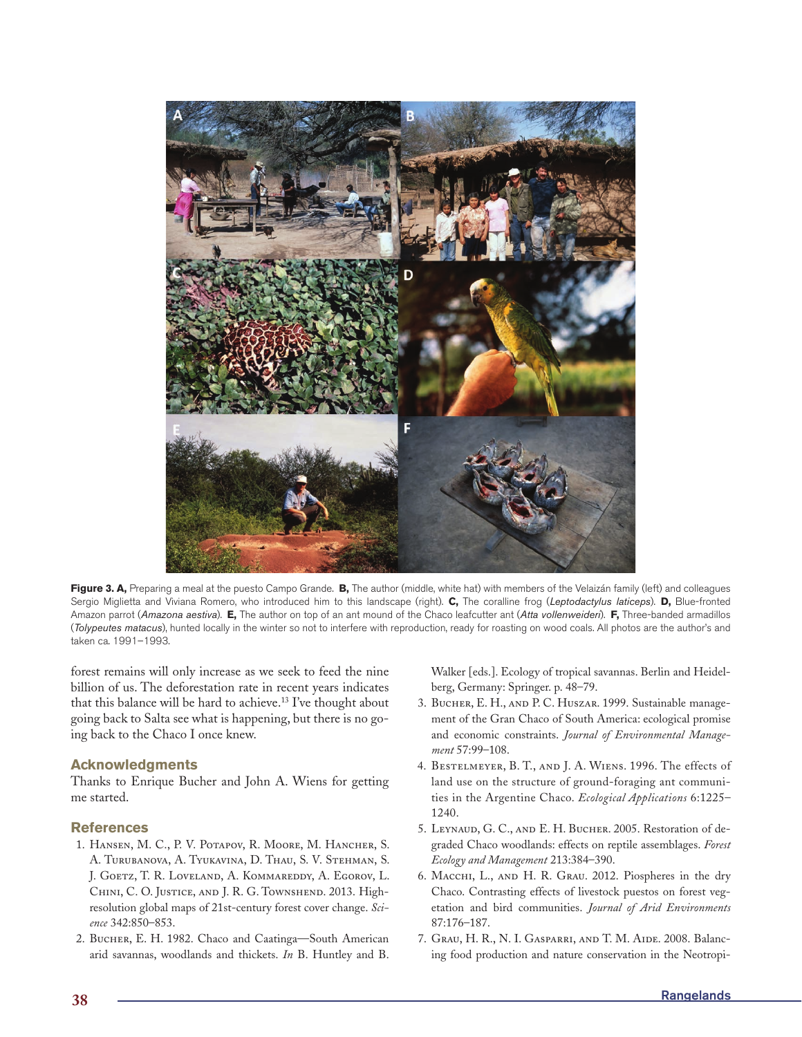**Figure 3. A,** Preparing a meal at the puesto Campo Grande. **B,** The author (middle, white hat) with members of the Velaizán family (left) and colleagues Sergio Miglietta and Viviana Romero, who introduced him to this landscape (right). **C,** The coralline frog (*Leptodactylus laticeps*). **D,** Blue-fronted Amazon parrot (*Amazona aestiva*). **E,** The author on top of an ant mound of the Chaco leafcutter ant (*Atta vollenweideri*). **F,** Three-banded armadillos (*Tolypeutes matacus*), hunted locally in the winter so not to interfere with reproduction, ready for roasting on wood coals. All photos are the author's and taken ca. 1991–1993.

forest remains will only increase as we seek to feed the nine billion of us. The deforestation rate in recent years indicates that this balance will be hard to achieve.[13] I've thought about going back to Salta see what is happening, but there is no going back to the Chaco I once knew.

## Acknowledgments

Thanks to Enrique Bucher and John A. Wiens for getting me started.

## References

1. Hansen, M. C., P. V. Potapov, R. Moore, M. Hancher, S. A. Turubanova, A. Tyukavina, D. Thau, S. V. Stehman, S. J. Goetz, T. R. Loveland, A. Kommareddy, A. Egorov, L. Chini, C. O. Justice, and J. R. G. Townshend. 2013. High-resolution global maps of 21st-century forest cover change. *Science* 342:850–853.
2. Bucher, E. H. 1982. Chaco and Caatinga—South American arid savannas, woodlands and thickets. *In* B. Huntley and B. Walker [eds.]. Ecology of tropical savannas. Berlin and Heidelberg, Germany: Springer. p. 48–79.
3. Bucher, E. H., and P. C. Huszar. 1999. Sustainable management of the Gran Chaco of South America: ecological promise and economic constraints. *Journal of Environmental Management* 57:99–108.
4. Bestelmeyer, B. T., and J. A. Wiens. 1996. The effects of land use on the structure of ground-foraging ant communities in the Argentine Chaco. *Ecological Applications* 6:1225–1240.
5. Leynaud, G. C., and E. H. Bucher. 2005. Restoration of degraded Chaco woodlands: effects on reptile assemblages. *Forest Ecology and Management* 213:384–390.
6. Macchi, L., and H. R. Grau. 2012. Piospheres in the dry Chaco. Contrasting effects of livestock puestos on forest vegetation and bird communities. *Journal of Arid Environments* 87:176–187.
7. Grau, H. R., N. I. Gasparri, and T. M. Aide. 2008. Balancing food production and nature conservation in the Neotropi-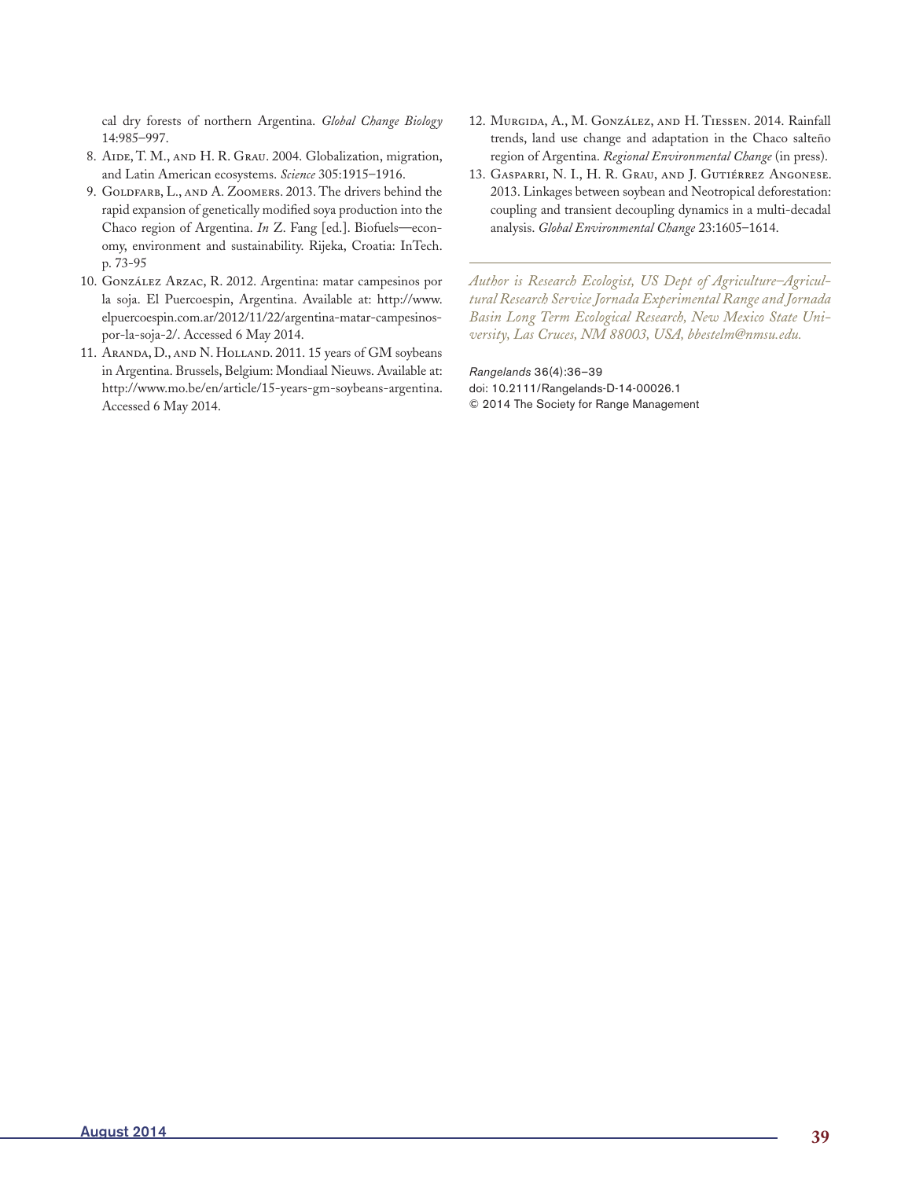cal dry forests of northern Argentina. *Global Change Biology* 14:985–997.

8. Aide, T. M., and H. R. Grau. 2004. Globalization, migration, and Latin American ecosystems. *Science* 305:1915–1916.
9. Goldfarb, L., and A. Zoomers. 2013. The drivers behind the rapid expansion of genetically modified soya production into the Chaco region of Argentina. *In* Z. Fang [ed.]. Biofuels—economy, environment and sustainability. Rijeka, Croatia: InTech. p. 73-95
10. González Arzac, R. 2012. Argentina: matar campesinos por la soja. El Puercoespin, Argentina. Available at: http://www.elpuercoespin.com.ar/2012/11/22/argentina-matar-campesinos-por-la-soja-2/. Accessed 6 May 2014.
11. Aranda, D., and N. Holland. 2011. 15 years of GM soybeans in Argentina. Brussels, Belgium: Mondiaal Nieuws. Available at: http://www.mo.be/en/article/15-years-gm-soybeans-argentina. Accessed 6 May 2014.
12. Murgida, A., M. González, and H. Tiessen. 2014. Rainfall trends, land use change and adaptation in the Chaco salteño region of Argentina. *Regional Environmental Change* (in press).
13. Gasparri, N. I., H. R. Grau, and J. Gutiérrez Angonese. 2013. Linkages between soybean and Neotropical deforestation: coupling and transient decoupling dynamics in a multi-decadal analysis. *Global Environmental Change* 23:1605–1614.

---

*Author is Research Ecologist, US Dept of Agriculture–Agricultural Research Service Jornada Experimental Range and Jornada Basin Long Term Ecological Research, New Mexico State University, Las Cruces, NM 88003, USA, bbestelm@nmsu.edu.*

*Rangelands* 36(4):36–39
doi: 10.2111/Rangelands-D-14-00026.1
© 2014 The Society for Range Management